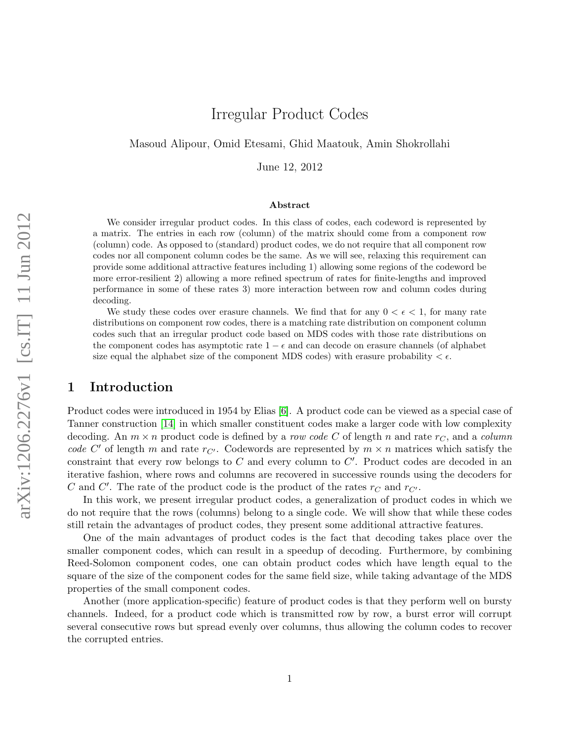# Irregular Product Codes

Masoud Alipour, Omid Etesami, Ghid Maatouk, Amin Shokrollahi

June 12, 2012

### Abstract

We consider irregular product codes. In this class of codes, each codeword is represented by a matrix. The entries in each row (column) of the matrix should come from a component row (column) code. As opposed to (standard) product codes, we do not require that all component row codes nor all component column codes be the same. As we will see, relaxing this requirement can provide some additional attractive features including 1) allowing some regions of the codeword be more error-resilient 2) allowing a more refined spectrum of rates for finite-lengths and improved performance in some of these rates 3) more interaction between row and column codes during decoding.

We study these codes over erasure channels. We find that for any $0 < \epsilon < 1$, for many rate distributions on component row codes, there is a matching rate distribution on component column codes such that an irregular product code based on MDS codes with those rate distributions on the component codes has asymptotic rate $1 - \epsilon$ and can decode on erasure channels (of alphabet size equal the alphabet size of the component MDS codes) with erasure probability $< \epsilon$.

## 1 Introduction

Product codes were introduced in 1954 by Elias [6]. A product code can be viewed as a special case of Tanner construction [14] in which smaller constituent codes make a larger code with low complexity decoding. An $m \times n$ product code is defined by a *row code* $C$ of length $n$ and rate $r_C$, and a *column code* $C'$ of length $m$ and rate $r_{C'}$. Codewords are represented by $m \times n$ matrices which satisfy the constraint that every row belongs to $C$ and every column to $C'$. Product codes are decoded in an iterative fashion, where rows and columns are recovered in successive rounds using the decoders for $C$ and $C'$. The rate of the product code is the product of the rates $r_C$ and $r_{C'}$.

In this work, we present irregular product codes, a generalization of product codes in which we do not require that the rows (columns) belong to a single code. We will show that while these codes still retain the advantages of product codes, they present some additional attractive features.

One of the main advantages of product codes is the fact that decoding takes place over the smaller component codes, which can result in a speedup of decoding. Furthermore, by combining Reed-Solomon component codes, one can obtain product codes which have length equal to the square of the size of the component codes for the same field size, while taking advantage of the MDS properties of the small component codes.

Another (more application-specific) feature of product codes is that they perform well on bursty channels. Indeed, for a product code which is transmitted row by row, a burst error will corrupt several consecutive rows but spread evenly over columns, thus allowing the column codes to recover the corrupted entries.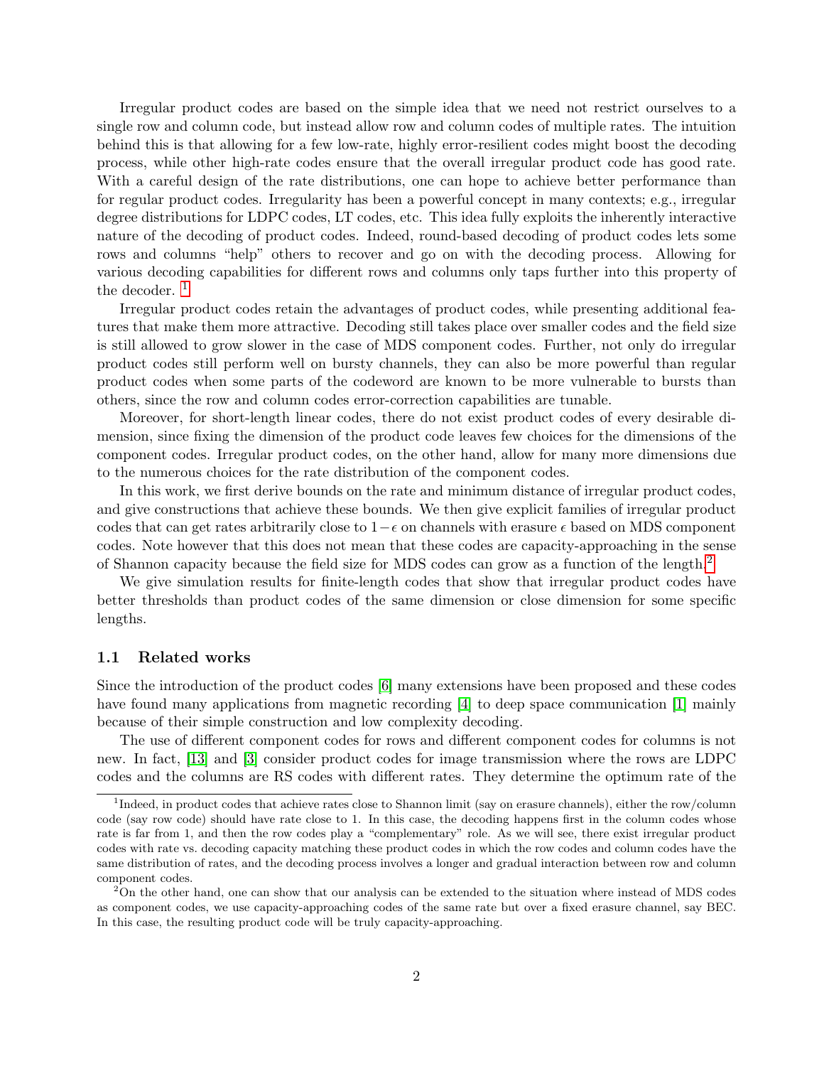Irregular product codes are based on the simple idea that we need not restrict ourselves to a single row and column code, but instead allow row and column codes of multiple rates. The intuition behind this is that allowing for a few low-rate, highly error-resilient codes might boost the decoding process, while other high-rate codes ensure that the overall irregular product code has good rate. With a careful design of the rate distributions, one can hope to achieve better performance than for regular product codes. Irregularity has been a powerful concept in many contexts; e.g., irregular degree distributions for LDPC codes, LT codes, etc. This idea fully exploits the inherently interactive nature of the decoding of product codes. Indeed, round-based decoding of product codes lets some rows and columns "help" others to recover and go on with the decoding process. Allowing for various decoding capabilities for different rows and columns only taps further into this property of the decoder. [1]

Irregular product codes retain the advantages of product codes, while presenting additional features that make them more attractive. Decoding still takes place over smaller codes and the field size is still allowed to grow slower in the case of MDS component codes. Further, not only do irregular product codes still perform well on bursty channels, they can also be more powerful than regular product codes when some parts of the codeword are known to be more vulnerable to bursts than others, since the row and column codes error-correction capabilities are tunable.

Moreover, for short-length linear codes, there do not exist product codes of every desirable dimension, since fixing the dimension of the product code leaves few choices for the dimensions of the component codes. Irregular product codes, on the other hand, allow for many more dimensions due to the numerous choices for the rate distribution of the component codes.

In this work, we first derive bounds on the rate and minimum distance of irregular product codes, and give constructions that achieve these bounds. We then give explicit families of irregular product codes that can get rates arbitrarily close to $1-\epsilon$ on channels with erasure $\epsilon$ based on MDS component codes. Note however that this does not mean that these codes are capacity-approaching in the sense of Shannon capacity because the field size for MDS codes can grow as a function of the length.[2]

We give simulation results for finite-length codes that show that irregular product codes have better thresholds than product codes of the same dimension or close dimension for some specific lengths.

### 1.1 Related works

Since the introduction of the product codes [6] many extensions have been proposed and these codes have found many applications from magnetic recording [4] to deep space communication [1] mainly because of their simple construction and low complexity decoding.

The use of different component codes for rows and different component codes for columns is not new. In fact, [13] and [3] consider product codes for image transmission where the rows are LDPC codes and the columns are RS codes with different rates. They determine the optimum rate of the

---

[1] Indeed, in product codes that achieve rates close to Shannon limit (say on erasure channels), either the row/column code (say row code) should have rate close to 1. In this case, the decoding happens first in the column codes whose rate is far from 1, and then the row codes play a "complementary" role. As we will see, there exist irregular product codes with rate vs. decoding capacity matching these product codes in which the row codes and column codes have the same distribution of rates, and the decoding process involves a longer and gradual interaction between row and column component codes.

[2] On the other hand, one can show that our analysis can be extended to the situation where instead of MDS codes as component codes, we use capacity-approaching codes of the same rate but over a fixed erasure channel, say BEC. In this case, the resulting product code will be truly capacity-approaching.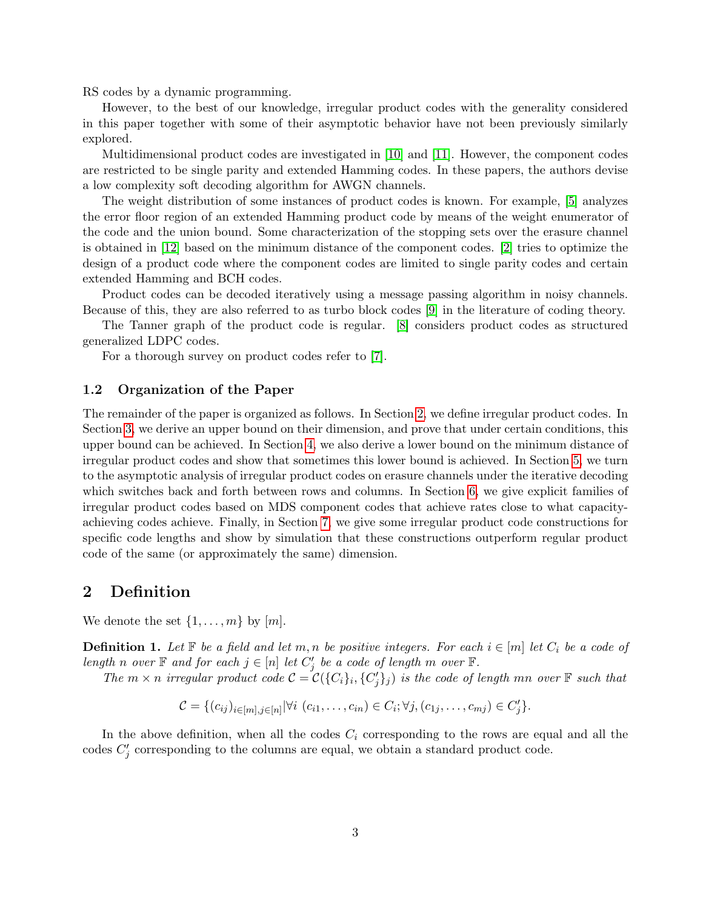RS codes by a dynamic programming.

However, to the best of our knowledge, irregular product codes with the generality considered in this paper together with some of their asymptotic behavior have not been previously similarly explored.

Multidimensional product codes are investigated in [10] and [11]. However, the component codes are restricted to be single parity and extended Hamming codes. In these papers, the authors devise a low complexity soft decoding algorithm for AWGN channels.

The weight distribution of some instances of product codes is known. For example, [5] analyzes the error floor region of an extended Hamming product code by means of the weight enumerator of the code and the union bound. Some characterization of the stopping sets over the erasure channel is obtained in [12] based on the minimum distance of the component codes. [2] tries to optimize the design of a product code where the component codes are limited to single parity codes and certain extended Hamming and BCH codes.

Product codes can be decoded iteratively using a message passing algorithm in noisy channels. Because of this, they are also referred to as turbo block codes [9] in the literature of coding theory.

The Tanner graph of the product code is regular. [8] considers product codes as structured generalized LDPC codes.

For a thorough survey on product codes refer to [7].

### 1.2 Organization of the Paper

The remainder of the paper is organized as follows. In Section 2, we define irregular product codes. In Section 3, we derive an upper bound on their dimension, and prove that under certain conditions, this upper bound can be achieved. In Section 4, we also derive a lower bound on the minimum distance of irregular product codes and show that sometimes this lower bound is achieved. In Section 5, we turn to the asymptotic analysis of irregular product codes on erasure channels under the iterative decoding which switches back and forth between rows and columns. In Section 6, we give explicit families of irregular product codes based on MDS component codes that achieve rates close to what capacity-achieving codes achieve. Finally, in Section 7, we give some irregular product code constructions for specific code lengths and show by simulation that these constructions outperform regular product code of the same (or approximately the same) dimension.

## 2 Definition

We denote the set $\{1,\ldots,m\}$ by $[m]$.

**Definition 1.** *Let $\mathbb{F}$ be a field and let $m,n$ be positive integers. For each $i\in[m]$ let $C_i$ be a code of length $n$ over $\mathbb{F}$ and for each $j\in[n]$ let $C'_j$ be a code of length $m$ over $\mathbb{F}$.*

*The $m\times n$ irregular product code $\mathcal{C}=\mathcal{C}(\{C_i\}_i,\{C'_j\}_j)$ is the code of length $mn$ over $\mathbb{F}$ such that*

$$\mathcal{C}=\{(c_{ij})_{i\in[m],j\in[n]}|\forall i\ (c_{i1},\ldots,c_{in})\in C_i;\forall j,(c_{1j},\ldots,c_{mj})\in C'_j\}.$$

In the above definition, when all the codes $C_i$ corresponding to the rows are equal and all the codes $C'_j$ corresponding to the columns are equal, we obtain a standard product code.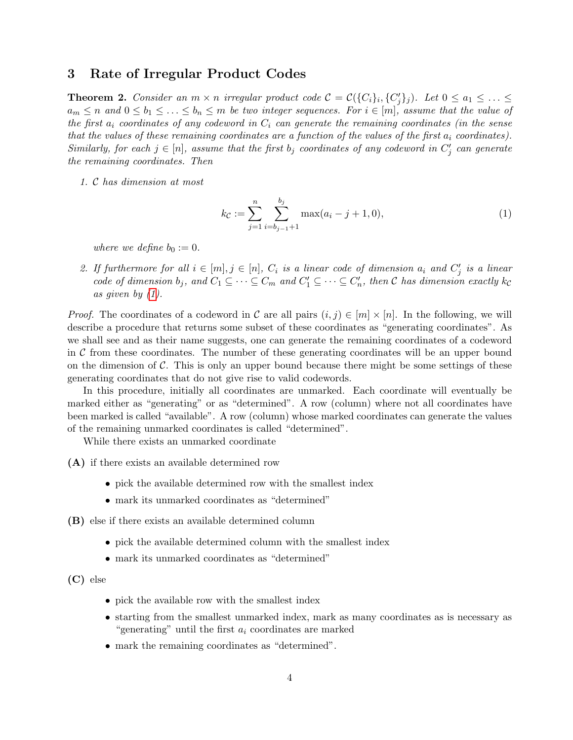## 3 Rate of Irregular Product Codes

**Theorem 2.** *Consider an $m \times n$ irregular product code $\mathcal{C} = \mathcal{C}(\{C_i\}_i, \{C'_j\}_j)$. Let $0 \leq a_1 \leq \ldots \leq a_m \leq n$ and $0 \leq b_1 \leq \ldots \leq b_n \leq m$ be two integer sequences. For $i \in [m]$, assume that the value of the first $a_i$ coordinates of any codeword in $C_i$ can generate the remaining coordinates (in the sense that the values of these remaining coordinates are a function of the values of the first $a_i$ coordinates). Similarly, for each $j \in [n]$, assume that the first $b_j$ coordinates of any codeword in $C'_j$ can generate the remaining coordinates. Then*

1. *$\mathcal{C}$ has dimension at most*

$$k_{\mathcal{C}} := \sum_{j=1}^{n} \sum_{i=b_{j-1}+1}^{b_j} \max(a_i - j + 1, 0), \tag{1}$$

   *where we define $b_0 := 0$.*

2. *If furthermore for all $i \in [m], j \in [n]$, $C_i$ is a linear code of dimension $a_i$ and $C'_j$ is a linear code of dimension $b_j$, and $C_1 \subseteq \cdots \subseteq C_m$ and $C'_1 \subseteq \cdots \subseteq C'_n$, then $\mathcal{C}$ has dimension exactly $k_{\mathcal{C}}$ as given by (1).*

*Proof.* The coordinates of a codeword in $\mathcal{C}$ are all pairs $(i, j) \in [m] \times [n]$. In the following, we will describe a procedure that returns some subset of these coordinates as "generating coordinates". As we shall see and as their name suggests, one can generate the remaining coordinates of a codeword in $\mathcal{C}$ from these coordinates. The number of these generating coordinates will be an upper bound on the dimension of $\mathcal{C}$. This is only an upper bound because there might be some settings of these generating coordinates that do not give rise to valid codewords.

In this procedure, initially all coordinates are unmarked. Each coordinate will eventually be marked either as "generating" or as "determined". A row (column) where not all coordinates have been marked is called "available". A row (column) whose marked coordinates can generate the values of the remaining unmarked coordinates is called "determined".

While there exists an unmarked coordinate

**(A)** if there exists an available determined row

- pick the available determined row with the smallest index
- mark its unmarked coordinates as "determined"

**(B)** else if there exists an available determined column

- pick the available determined column with the smallest index
- mark its unmarked coordinates as "determined"

**(C)** else

- pick the available row with the smallest index
- starting from the smallest unmarked index, mark as many coordinates as is necessary as "generating" until the first $a_i$ coordinates are marked
- mark the remaining coordinates as "determined".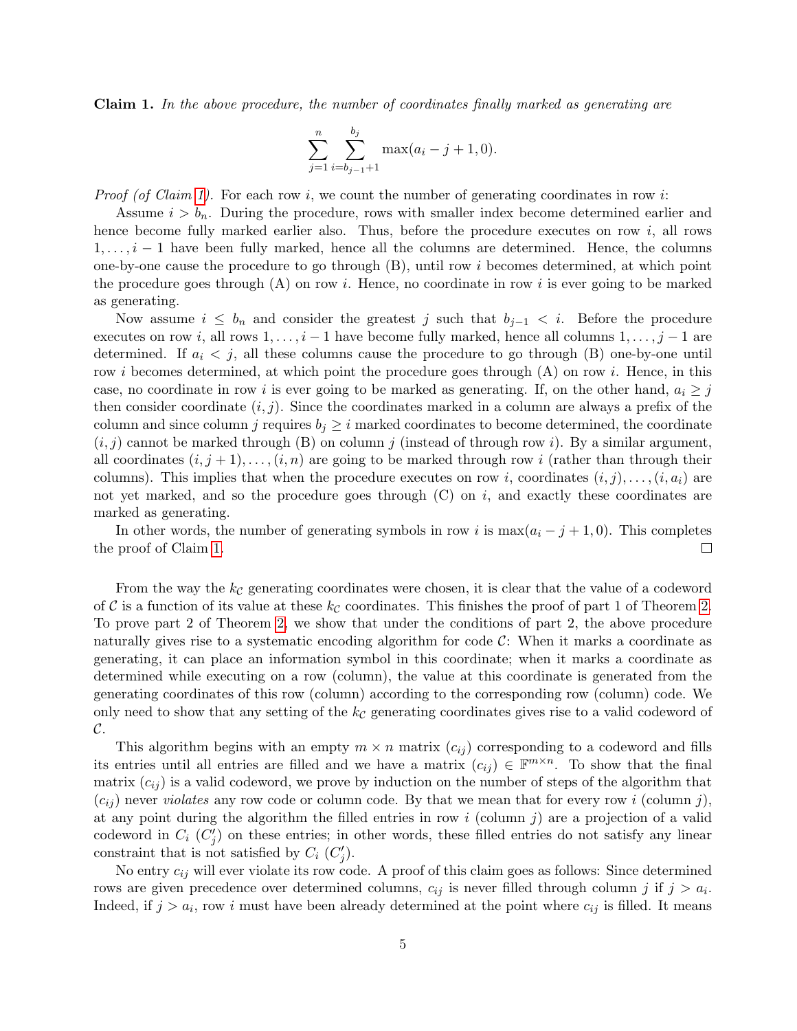**Claim 1.** *In the above procedure, the number of coordinates finally marked as generating are*

$$\sum_{j=1}^{n} \sum_{i=b_{j-1}+1}^{b_j} \max(a_i - j + 1, 0).$$

*Proof (of Claim 1).* For each row $i$, we count the number of generating coordinates in row $i$:

Assume $i > b_n$. During the procedure, rows with smaller index become determined earlier and hence become fully marked earlier also. Thus, before the procedure executes on row $i$, all rows $1, \ldots, i-1$ have been fully marked, hence all the columns are determined. Hence, the columns one-by-one cause the procedure to go through (B), until row $i$ becomes determined, at which point the procedure goes through (A) on row $i$. Hence, no coordinate in row $i$ is ever going to be marked as generating.

Now assume $i \leq b_n$ and consider the greatest $j$ such that $b_{j-1} < i$. Before the procedure executes on row $i$, all rows $1, \ldots, i-1$ have become fully marked, hence all columns $1, \ldots, j-1$ are determined. If $a_i < j$, all these columns cause the procedure to go through (B) one-by-one until row $i$ becomes determined, at which point the procedure goes through (A) on row $i$. Hence, in this case, no coordinate in row $i$ is ever going to be marked as generating. If, on the other hand, $a_i \geq j$ then consider coordinate $(i, j)$. Since the coordinates marked in a column are always a prefix of the column and since column $j$ requires $b_j \geq i$ marked coordinates to become determined, the coordinate $(i, j)$ cannot be marked through (B) on column $j$ (instead of through row $i$). By a similar argument, all coordinates $(i, j+1), \ldots, (i, n)$ are going to be marked through row $i$ (rather than through their columns). This implies that when the procedure executes on row $i$, coordinates $(i, j), \ldots, (i, a_i)$ are not yet marked, and so the procedure goes through (C) on $i$, and exactly these coordinates are marked as generating.

In other words, the number of generating symbols in row $i$ is $\max(a_i - j + 1, 0)$. This completes the proof of Claim 1. ☐

From the way the $k_{\mathcal{C}}$ generating coordinates were chosen, it is clear that the value of a codeword of $\mathcal{C}$ is a function of its value at these $k_{\mathcal{C}}$ coordinates. This finishes the proof of part 1 of Theorem 2. To prove part 2 of Theorem 2, we show that under the conditions of part 2, the above procedure naturally gives rise to a systematic encoding algorithm for code $\mathcal{C}$: When it marks a coordinate as generating, it can place an information symbol in this coordinate; when it marks a coordinate as determined while executing on a row (column), the value at this coordinate is generated from the generating coordinates of this row (column) according to the corresponding row (column) code. We only need to show that any setting of the $k_{\mathcal{C}}$ generating coordinates gives rise to a valid codeword of $\mathcal{C}$.

This algorithm begins with an empty $m \times n$ matrix $(c_{ij})$ corresponding to a codeword and fills its entries until all entries are filled and we have a matrix $(c_{ij}) \in \mathbb{F}^{m \times n}$. To show that the final matrix $(c_{ij})$ is a valid codeword, we prove by induction on the number of steps of the algorithm that $(c_{ij})$ never *violates* any row code or column code. By that we mean that for every row $i$ (column $j$), at any point during the algorithm the filled entries in row $i$ (column $j$) are a projection of a valid codeword in $C_i$ ($C'_j$) on these entries; in other words, these filled entries do not satisfy any linear constraint that is not satisfied by $C_i$ ($C'_j$).

No entry $c_{ij}$ will ever violate its row code. A proof of this claim goes as follows: Since determined rows are given precedence over determined columns, $c_{ij}$ is never filled through column $j$ if $j > a_i$. Indeed, if $j > a_i$, row $i$ must have been already determined at the point where $c_{ij}$ is filled. It means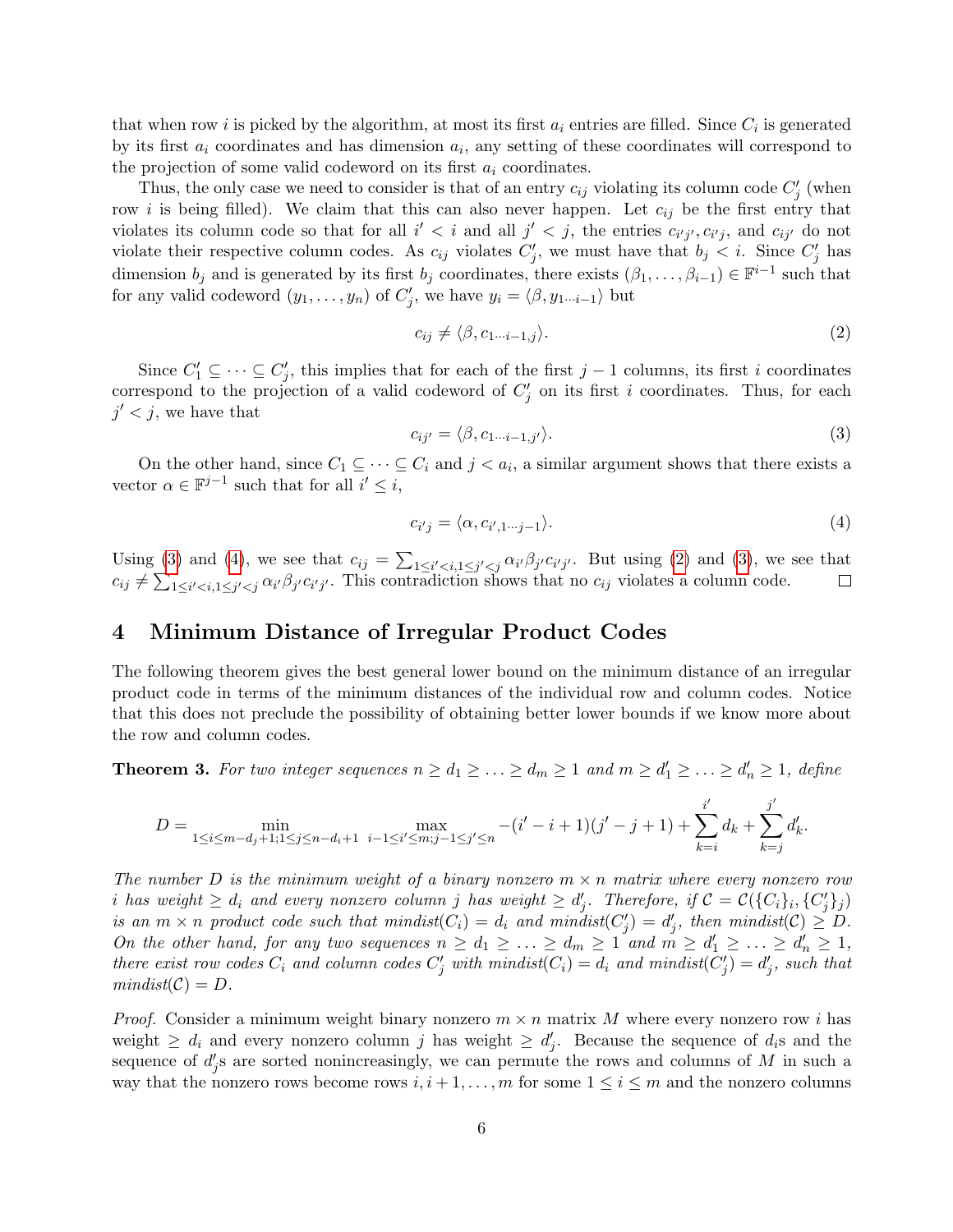that when row $i$ is picked by the algorithm, at most its first $a_i$ entries are filled. Since $C_i$ is generated by its first $a_i$ coordinates and has dimension $a_i$, any setting of these coordinates will correspond to the projection of some valid codeword on its first $a_i$ coordinates.

Thus, the only case we need to consider is that of an entry $c_{ij}$ violating its column code $C'_j$ (when row $i$ is being filled). We claim that this can also never happen. Let $c_{ij}$ be the first entry that violates its column code so that for all $i' < i$ and all $j' < j$, the entries $c_{i'j'}, c_{i'j}$, and $c_{ij'}$ do not violate their respective column codes. As $c_{ij}$ violates $C'_j$, we must have that $b_j < i$. Since $C'_j$ has dimension $b_j$ and is generated by its first $b_j$ coordinates, there exists $(\beta_1, \ldots, \beta_{i-1}) \in \mathbb{F}^{i-1}$ such that for any valid codeword $(y_1, \ldots, y_n)$ of $C'_j$, we have $y_i = \langle \beta, y_{1 \cdots i-1} \rangle$ but

$$c_{ij} \neq \langle \beta, c_{1 \cdots i-1, j} \rangle. \tag{2}$$

Since $C'_1 \subseteq \cdots \subseteq C'_j$, this implies that for each of the first $j-1$ columns, its first $i$ coordinates correspond to the projection of a valid codeword of $C'_j$ on its first $i$ coordinates. Thus, for each $j' < j$, we have that

$$c_{ij'} = \langle \beta, c_{1 \cdots i-1, j'} \rangle. \tag{3}$$

On the other hand, since $C_1 \subseteq \cdots \subseteq C_i$ and $j < a_i$, a similar argument shows that there exists a vector $\alpha \in \mathbb{F}^{j-1}$ such that for all $i' \leq i$,

$$c_{i'j} = \langle \alpha, c_{i', 1 \cdots j-1} \rangle. \tag{4}$$

Using (3) and (4), we see that $c_{ij} = \sum_{1 \leq i' < i, 1 \leq j' < j} \alpha_{i'} \beta_{j'} c_{i'j'}$. But using (2) and (3), we see that $c_{ij} \neq \sum_{1 \leq i' < i, 1 \leq j' < j} \alpha_{i'} \beta_{j'} c_{i'j'}$. This contradiction shows that no $c_{ij}$ violates a column code. $\square$

## 4 Minimum Distance of Irregular Product Codes

The following theorem gives the best general lower bound on the minimum distance of an irregular product code in terms of the minimum distances of the individual row and column codes. Notice that this does not preclude the possibility of obtaining better lower bounds if we know more about the row and column codes.

**Theorem 3.** *For two integer sequences $n \geq d_1 \geq \ldots \geq d_m \geq 1$ and $m \geq d'_1 \geq \ldots \geq d'_n \geq 1$, define*

$$D = \min_{1 \leq i \leq m - d_j + 1; 1 \leq j \leq n - d_i + 1} \max_{i-1 \leq i' \leq m; j-1 \leq j' \leq n} -(i' - i + 1)(j' - j + 1) + \sum_{k=i}^{i'} d_k + \sum_{k=j}^{j'} d'_k.$$

*The number $D$ is the minimum weight of a binary nonzero $m \times n$ matrix where every nonzero row $i$ has weight $\geq d_i$ and every nonzero column $j$ has weight $\geq d'_j$. Therefore, if $\mathcal{C} = \mathcal{C}(\{C_i\}_i, \{C'_j\}_j)$ is an $m \times n$ product code such that $mindist(C_i) = d_i$ and $mindist(C'_j) = d'_j$, then $mindist(\mathcal{C}) \geq D$. On the other hand, for any two sequences $n \geq d_1 \geq \ldots \geq d_m \geq 1$ and $m \geq d'_1 \geq \ldots \geq d'_n \geq 1$, there exist row codes $C_i$ and column codes $C'_j$ with $mindist(C_i) = d_i$ and $mindist(C'_j) = d'_j$, such that $mindist(\mathcal{C}) = D$.*

*Proof.* Consider a minimum weight binary nonzero $m \times n$ matrix $M$ where every nonzero row $i$ has weight $\geq d_i$ and every nonzero column $j$ has weight $\geq d'_j$. Because the sequence of $d_i$s and the sequence of $d'_j$s are sorted nonincreasingly, we can permute the rows and columns of $M$ in such a way that the nonzero rows become rows $i, i+1, \ldots, m$ for some $1 \leq i \leq m$ and the nonzero columns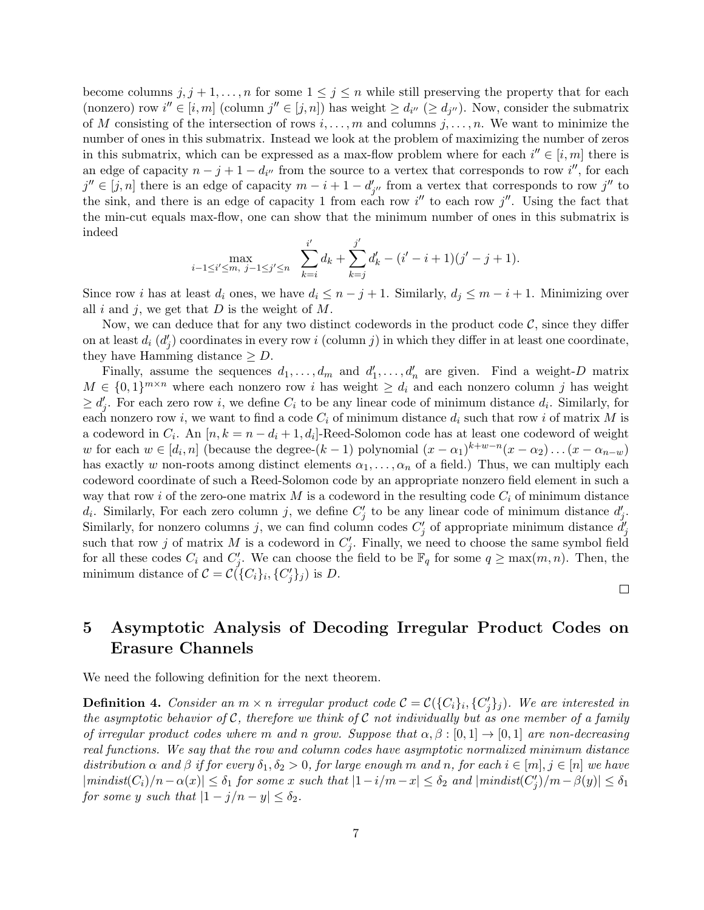become columns $j, j+1, \ldots, n$ for some $1 \le j \le n$ while still preserving the property that for each (nonzero) row $i'' \in [i, m]$ (column $j'' \in [j, n]$) has weight $\ge d_{i''}$ ($\ge d_{j''}$). Now, consider the submatrix of $M$ consisting of the intersection of rows $i, \ldots, m$ and columns $j, \ldots, n$. We want to minimize the number of ones in this submatrix. Instead we look at the problem of maximizing the number of zeros in this submatrix, which can be expressed as a max-flow problem where for each $i'' \in [i, m]$ there is an edge of capacity $n - j + 1 - d_{i''}$ from the source to a vertex that corresponds to row $i''$, for each $j'' \in [j, n]$ there is an edge of capacity $m - i + 1 - d'_{j''}$ from a vertex that corresponds to row $j''$ to the sink, and there is an edge of capacity 1 from each row $i''$ to each row $j''$. Using the fact that the min-cut equals max-flow, one can show that the minimum number of ones in this submatrix is indeed

$$\max_{i-1 \le i' \le m,\ j-1 \le j' \le n} \quad \sum_{k=i}^{i'} d_k + \sum_{k=j}^{j'} d'_k - (i' - i + 1)(j' - j + 1).$$

Since row $i$ has at least $d_i$ ones, we have $d_i \le n - j + 1$. Similarly, $d_j \le m - i + 1$. Minimizing over all $i$ and $j$, we get that $D$ is the weight of $M$.

Now, we can deduce that for any two distinct codewords in the product code $\mathcal{C}$, since they differ on at least $d_i$ ($d'_j$) coordinates in every row $i$ (column $j$) in which they differ in at least one coordinate, they have Hamming distance $\ge D$.

Finally, assume the sequences $d_1, \ldots, d_m$ and $d'_1, \ldots, d'_n$ are given. Find a weight-$D$ matrix $M \in \{0,1\}^{m \times n}$ where each nonzero row $i$ has weight $\ge d_i$ and each nonzero column $j$ has weight $\ge d'_j$. For each zero row $i$, we define $C_i$ to be any linear code of minimum distance $d_i$. Similarly, for each nonzero row $i$, we want to find a code $C_i$ of minimum distance $d_i$ such that row $i$ of matrix $M$ is a codeword in $C_i$. An $[n, k = n - d_i + 1, d_i]$-Reed-Solomon code has at least one codeword of weight $w$ for each $w \in [d_i, n]$ (because the degree-$(k-1)$ polynomial $(x - \alpha_1)^{k+w-n}(x - \alpha_2) \ldots (x - \alpha_{n-w})$ has exactly $w$ non-roots among distinct elements $\alpha_1, \ldots, \alpha_n$ of a field.) Thus, we can multiply each codeword coordinate of such a Reed-Solomon code by an appropriate nonzero field element in such a way that row $i$ of the zero-one matrix $M$ is a codeword in the resulting code $C_i$ of minimum distance $d_i$. Similarly, For each zero column $j$, we define $C'_j$ to be any linear code of minimum distance $d'_j$. Similarly, for nonzero columns $j$, we can find column codes $C'_j$ of appropriate minimum distance $d'_j$ such that row $j$ of matrix $M$ is a codeword in $C'_j$. Finally, we need to choose the same symbol field for all these codes $C_i$ and $C'_j$. We can choose the field to be $\mathbb{F}_q$ for some $q \ge \max(m, n)$. Then, the minimum distance of $\mathcal{C} = \mathcal{C}(\{C_i\}_i, \{C'_j\}_j)$ is $D$.

□

## 5 Asymptotic Analysis of Decoding Irregular Product Codes on Erasure Channels

We need the following definition for the next theorem.

**Definition 4.** *Consider an $m \times n$ irregular product code $\mathcal{C} = \mathcal{C}(\{C_i\}_i, \{C'_j\}_j)$. We are interested in the asymptotic behavior of $\mathcal{C}$, therefore we think of $\mathcal{C}$ not individually but as one member of a family of irregular product codes where $m$ and $n$ grow. Suppose that $\alpha, \beta : [0,1] \to [0,1]$ are non-decreasing real functions. We say that the row and column codes have asymptotic normalized minimum distance distribution $\alpha$ and $\beta$ if for every $\delta_1, \delta_2 > 0$, for large enough $m$ and $n$, for each $i \in [m], j \in [n]$ we have $|mindist(C_i)/n - \alpha(x)| \le \delta_1$ for some $x$ such that $|1 - i/m - x| \le \delta_2$ and $|mindist(C'_j)/m - \beta(y)| \le \delta_1$ for some $y$ such that $|1 - j/n - y| \le \delta_2$.*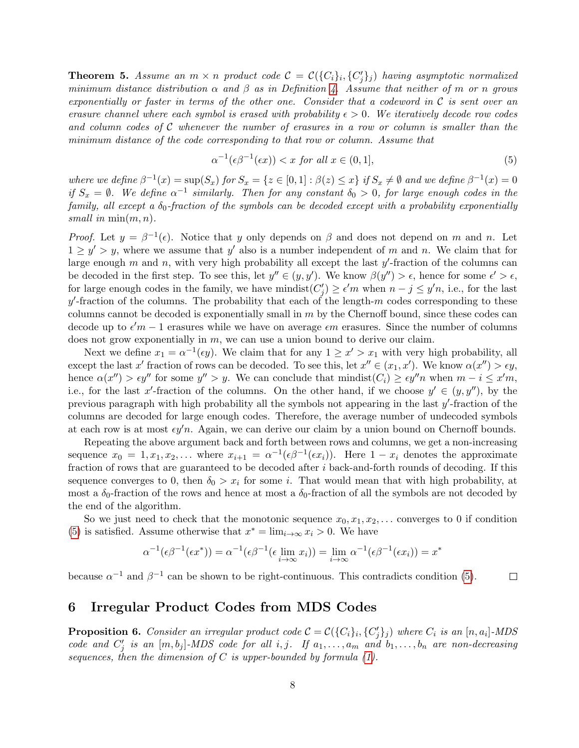**Theorem 5.** *Assume an $m \times n$ product code $\mathcal{C} = \mathcal{C}(\{C_i\}_i, \{C'_j\}_j)$ having asymptotic normalized minimum distance distribution $\alpha$ and $\beta$ as in Definition 4. Assume that neither of $m$ or $n$ grows exponentially or faster in terms of the other one. Consider that a codeword in $\mathcal{C}$ is sent over an erasure channel where each symbol is erased with probability $\epsilon > 0$. We iteratively decode row codes and column codes of $\mathcal{C}$ whenever the number of erasures in a row or column is smaller than the minimum distance of the code corresponding to that row or column. Assume that*

$$\alpha^{-1}(\epsilon\beta^{-1}(\epsilon x)) < x \text{ for all } x \in (0,1], \tag{5}$$

*where we define $\beta^{-1}(x) = \sup(S_x)$ for $S_x = \{z \in [0,1] : \beta(z) \le x\}$ if $S_x \ne \emptyset$ and we define $\beta^{-1}(x) = 0$ if $S_x = \emptyset$. We define $\alpha^{-1}$ similarly. Then for any constant $\delta_0 > 0$, for large enough codes in the family, all except a $\delta_0$-fraction of the symbols can be decoded except with a probability exponentially small in $\min(m,n)$.*

*Proof.* Let $y = \beta^{-1}(\epsilon)$. Notice that $y$ only depends on $\beta$ and does not depend on $m$ and $n$. Let $1 \ge y' > y$, where we assume that $y'$ also is a number independent of $m$ and $n$. We claim that for large enough $m$ and $n$, with very high probability all except the last $y'$-fraction of the columns can be decoded in the first step. To see this, let $y'' \in (y, y')$. We know $\beta(y'') > \epsilon$, hence for some $\epsilon' > \epsilon$, for large enough codes in the family, we have $\text{mindist}(C'_j) \ge \epsilon' m$ when $n - j \le y'n$, i.e., for the last $y'$-fraction of the columns. The probability that each of the length-$m$ codes corresponding to these columns cannot be decoded is exponentially small in $m$ by the Chernoff bound, since these codes can decode up to $\epsilon' m - 1$ erasures while we have on average $\epsilon m$ erasures. Since the number of columns does not grow exponentially in $m$, we can use a union bound to derive our claim.

Next we define $x_1 = \alpha^{-1}(\epsilon y)$. We claim that for any $1 \ge x' > x_1$ with very high probability, all except the last $x'$ fraction of rows can be decoded. To see this, let $x'' \in (x_1, x')$. We know $\alpha(x'') > \epsilon y$, hence $\alpha(x'') > \epsilon y''$ for some $y'' > y$. We can conclude that $\text{mindist}(C_i) \ge \epsilon y'' n$ when $m - i \le x' m$, i.e., for the last $x'$-fraction of the columns. On the other hand, if we choose $y' \in (y, y'')$, by the previous paragraph with high probability all the symbols not appearing in the last $y'$-fraction of the columns are decoded for large enough codes. Therefore, the average number of undecoded symbols at each row is at most $\epsilon y' n$. Again, we can derive our claim by a union bound on Chernoff bounds.

Repeating the above argument back and forth between rows and columns, we get a non-increasing sequence $x_0 = 1, x_1, x_2, \ldots$ where $x_{i+1} = \alpha^{-1}(\epsilon\beta^{-1}(\epsilon x_i))$. Here $1 - x_i$ denotes the approximate fraction of rows that are guaranteed to be decoded after $i$ back-and-forth rounds of decoding. If this sequence converges to 0, then $\delta_0 > x_i$ for some $i$. That would mean that with high probability, at most a $\delta_0$-fraction of the rows and hence at most a $\delta_0$-fraction of all the symbols are not decoded by the end of the algorithm.

So we just need to check that the monotonic sequence $x_0, x_1, x_2, \ldots$ converges to 0 if condition (5) is satisfied. Assume otherwise that $x^* = \lim_{i \to \infty} x_i > 0$. We have

$$\alpha^{-1}(\epsilon\beta^{-1}(\epsilon x^*)) = \alpha^{-1}(\epsilon\beta^{-1}(\epsilon \lim_{i \to \infty} x_i)) = \lim_{i \to \infty} \alpha^{-1}(\epsilon\beta^{-1}(\epsilon x_i)) = x^*$$

because $\alpha^{-1}$ and $\beta^{-1}$ can be shown to be right-continuous. This contradicts condition (5). $\square$

## 6 Irregular Product Codes from MDS Codes

**Proposition 6.** *Consider an irregular product code $\mathcal{C} = \mathcal{C}(\{C_i\}_i, \{C'_j\}_j)$ where $C_i$ is an $[n, a_i]$-MDS code and $C'_j$ is an $[m, b_j]$-MDS code for all $i, j$. If $a_1, \ldots, a_m$ and $b_1, \ldots, b_n$ are non-decreasing sequences, then the dimension of $C$ is upper-bounded by formula (1).*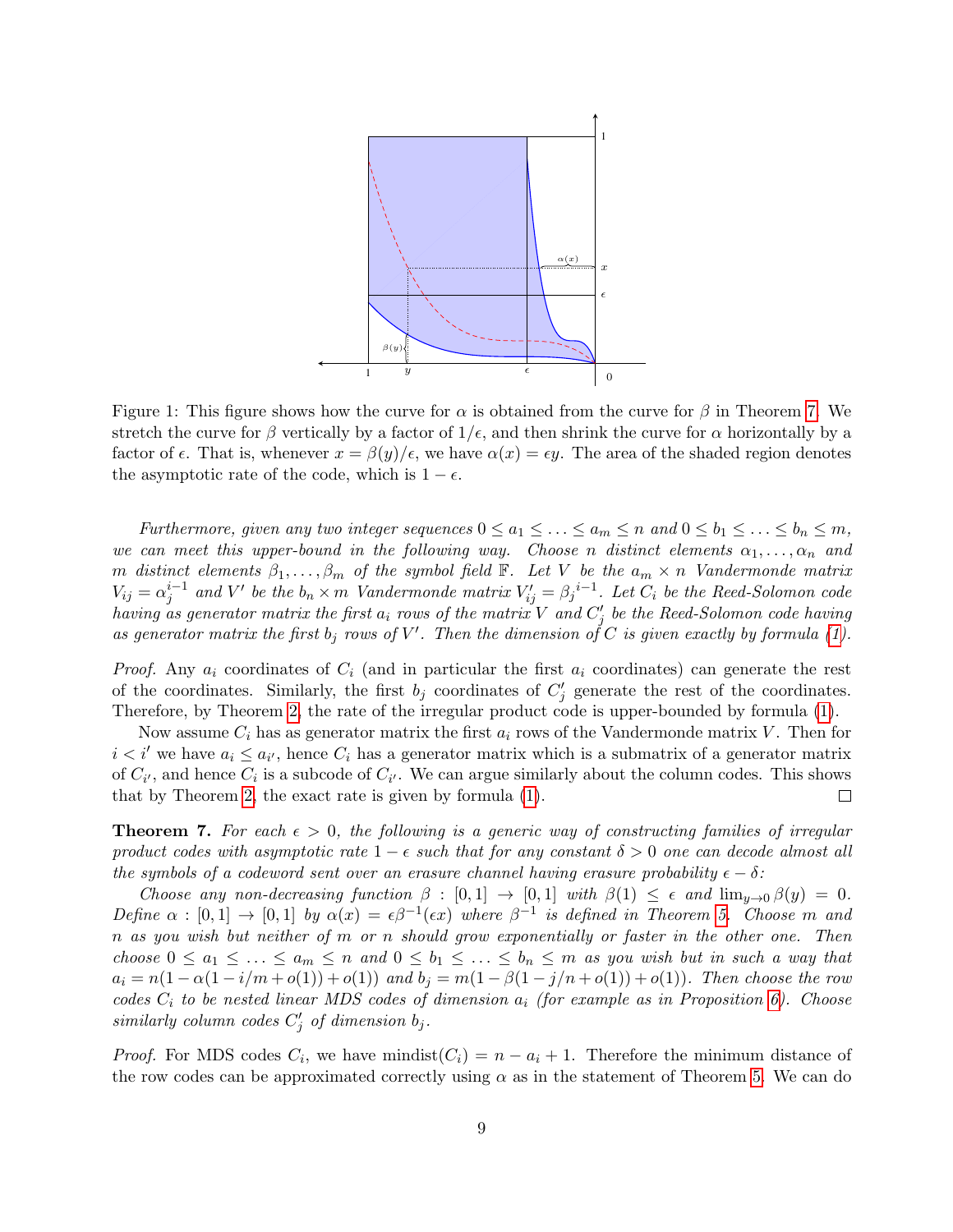Figure 1: This figure shows how the curve for $\alpha$ is obtained from the curve for $\beta$ in Theorem 7. We stretch the curve for $\beta$ vertically by a factor of $1/\epsilon$, and then shrink the curve for $\alpha$ horizontally by a factor of $\epsilon$. That is, whenever $x = \beta(y)/\epsilon$, we have $\alpha(x) = \epsilon y$. The area of the shaded region denotes the asymptotic rate of the code, which is $1 - \epsilon$.

*Furthermore, given any two integer sequences $0 \le a_1 \le \ldots \le a_m \le n$ and $0 \le b_1 \le \ldots \le b_n \le m$, we can meet this upper-bound in the following way. Choose $n$ distinct elements $\alpha_1, \ldots, \alpha_n$ and $m$ distinct elements $\beta_1, \ldots, \beta_m$ of the symbol field $\mathbb{F}$. Let $V$ be the $a_m \times n$ Vandermonde matrix $V_{ij} = \alpha_j^{i-1}$ and $V'$ be the $b_n \times m$ Vandermonde matrix $V'_{ij} = {\beta_j}^{i-1}$. Let $C_i$ be the Reed-Solomon code having as generator matrix the first $a_i$ rows of the matrix $V$ and $C'_j$ be the Reed-Solomon code having as generator matrix the first $b_j$ rows of $V'$. Then the dimension of $C$ is given exactly by formula (1).*

*Proof.* Any $a_i$ coordinates of $C_i$ (and in particular the first $a_i$ coordinates) can generate the rest of the coordinates. Similarly, the first $b_j$ coordinates of $C'_j$ generate the rest of the coordinates. Therefore, by Theorem 2, the rate of the irregular product code is upper-bounded by formula (1).

Now assume $C_i$ has as generator matrix the first $a_i$ rows of the Vandermonde matrix $V$. Then for $i < i'$ we have $a_i \le a_{i'}$, hence $C_i$ has a generator matrix which is a submatrix of a generator matrix of $C_{i'}$, and hence $C_i$ is a subcode of $C_{i'}$. We can argue similarly about the column codes. This shows that by Theorem 2, the exact rate is given by formula (1). □

**Theorem 7.** *For each $\epsilon > 0$, the following is a generic way of constructing families of irregular product codes with asymptotic rate $1 - \epsilon$ such that for any constant $\delta > 0$ one can decode almost all the symbols of a codeword sent over an erasure channel having erasure probability $\epsilon - \delta$:*

*Choose any non-decreasing function $\beta : [0, 1] \to [0, 1]$ with $\beta(1) \le \epsilon$ and $\lim_{y \to 0} \beta(y) = 0$. Define $\alpha : [0, 1] \to [0, 1]$ by $\alpha(x) = \epsilon\beta^{-1}(\epsilon x)$ where $\beta^{-1}$ is defined in Theorem 5. Choose $m$ and $n$ as you wish but neither of $m$ or $n$ should grow exponentially or faster in the other one. Then choose $0 \le a_1 \le \ldots \le a_m \le n$ and $0 \le b_1 \le \ldots \le b_n \le m$ as you wish but in such a way that $a_i = n(1 - \alpha(1 - i/m + o(1)) + o(1))$ and $b_j = m(1 - \beta(1 - j/n + o(1)) + o(1))$. Then choose the row codes $C_i$ to be nested linear MDS codes of dimension $a_i$ (for example as in Proposition 6). Choose similarly column codes $C'_j$ of dimension $b_j$.*

*Proof.* For MDS codes $C_i$, we have $\text{mindist}(C_i) = n - a_i + 1$. Therefore the minimum distance of the row codes can be approximated correctly using $\alpha$ as in the statement of Theorem 5. We can do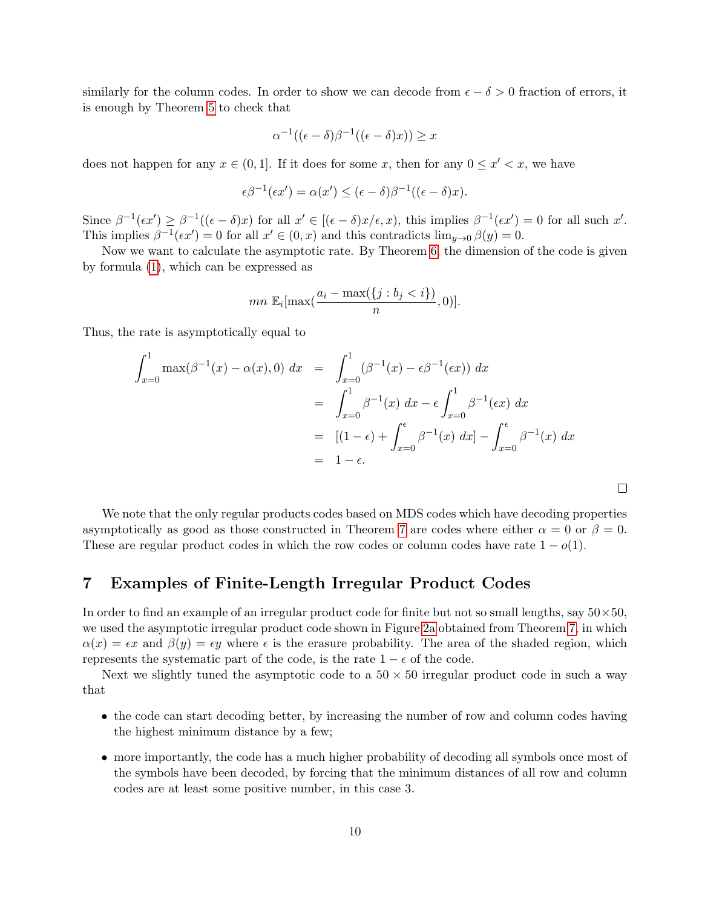similarly for the column codes. In order to show we can decode from $\epsilon - \delta > 0$ fraction of errors, it is enough by Theorem 5 to check that

$$\alpha^{-1}((\epsilon-\delta)\beta^{-1}((\epsilon-\delta)x)) \geq x$$

does not happen for any $x \in (0, 1]$. If it does for some $x$, then for any $0 \leq x' < x$, we have

$$\epsilon\beta^{-1}(\epsilon x') = \alpha(x') \leq (\epsilon-\delta)\beta^{-1}((\epsilon-\delta)x).$$

Since $\beta^{-1}(\epsilon x') \geq \beta^{-1}((\epsilon-\delta)x)$ for all $x' \in [(\epsilon-\delta)x/\epsilon, x)$, this implies $\beta^{-1}(\epsilon x') = 0$ for all such $x'$. This implies $\beta^{-1}(\epsilon x') = 0$ for all $x' \in (0, x)$ and this contradicts $\lim_{y\to 0}\beta(y) = 0$.

Now we want to calculate the asymptotic rate. By Theorem 6, the dimension of the code is given by formula (1), which can be expressed as

$$mn\ \mathbb{E}_i[\max(\frac{a_i - \max(\{j : b_j < i\})}{n}, 0)].$$

Thus, the rate is asymptotically equal to

$$\begin{aligned}
\int_{x=0}^{1} \max(\beta^{-1}(x) - \alpha(x), 0)\ dx &= \int_{x=0}^{1} (\beta^{-1}(x) - \epsilon\beta^{-1}(\epsilon x))\ dx \\
&= \int_{x=0}^{1} \beta^{-1}(x)\ dx - \epsilon\int_{x=0}^{1}\beta^{-1}(\epsilon x)\ dx \\
&= [(1-\epsilon) + \int_{x=0}^{\epsilon}\beta^{-1}(x)\ dx] - \int_{x=0}^{\epsilon}\beta^{-1}(x)\ dx \\
&= 1-\epsilon.
\end{aligned}$$

□

We note that the only regular products codes based on MDS codes which have decoding properties asymptotically as good as those constructed in Theorem 7 are codes where either $\alpha = 0$ or $\beta = 0$. These are regular product codes in which the row codes or column codes have rate $1 - o(1)$.

# 7 Examples of Finite-Length Irregular Product Codes

In order to find an example of an irregular product code for finite but not so small lengths, say $50\times 50$, we used the asymptotic irregular product code shown in Figure 2a obtained from Theorem 7, in which $\alpha(x) = \epsilon x$ and $\beta(y) = \epsilon y$ where $\epsilon$ is the erasure probability. The area of the shaded region, which represents the systematic part of the code, is the rate $1 - \epsilon$ of the code.

Next we slightly tuned the asymptotic code to a $50 \times 50$ irregular product code in such a way that

- the code can start decoding better, by increasing the number of row and column codes having the highest minimum distance by a few;
- more importantly, the code has a much higher probability of decoding all symbols once most of the symbols have been decoded, by forcing that the minimum distances of all row and column codes are at least some positive number, in this case 3.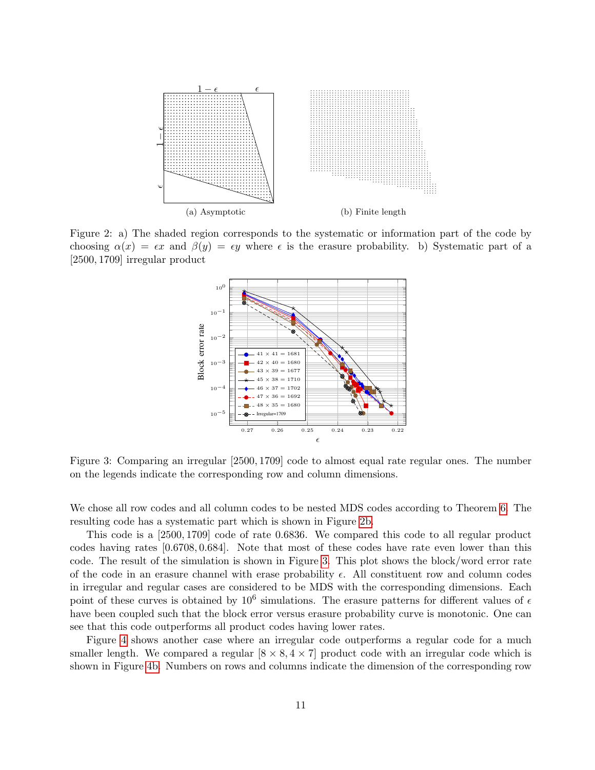(a) Asymptotic

(b) Finite length

Figure 2: a) The shaded region corresponds to the systematic or information part of the code by choosing $\alpha(x) = \epsilon x$ and $\beta(y) = \epsilon y$ where $\epsilon$ is the erasure probability. b) Systematic part of a $[2500, 1709]$ irregular product

Figure 3: Comparing an irregular $[2500, 1709]$ code to almost equal rate regular ones. The number on the legends indicate the corresponding row and column dimensions.

We chose all row codes and all column codes to be nested MDS codes according to Theorem 6. The resulting code has a systematic part which is shown in Figure 2b.

This code is a $[2500, 1709]$ code of rate 0.6836. We compared this code to all regular product codes having rates $[0.6708, 0.684]$. Note that most of these codes have rate even lower than this code. The result of the simulation is shown in Figure 3. This plot shows the block/word error rate of the code in an erasure channel with erase probability $\epsilon$. All constituent row and column codes in irregular and regular cases are considered to be MDS with the corresponding dimensions. Each point of these curves is obtained by $10^6$ simulations. The erasure patterns for different values of $\epsilon$ have been coupled such that the block error versus erasure probability curve is monotonic. One can see that this code outperforms all product codes having lower rates.

Figure 4 shows another case where an irregular code outperforms a regular code for a much smaller length. We compared a regular $[8 \times 8, 4 \times 7]$ product code with an irregular code which is shown in Figure 4b. Numbers on rows and columns indicate the dimension of the corresponding row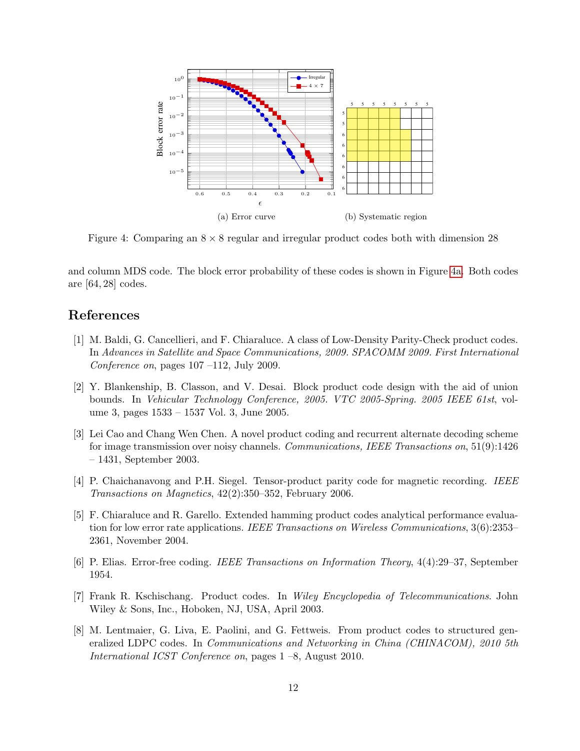(a) Error curve

(b) Systematic region

Figure 4: Comparing an $8 \times 8$ regular and irregular product codes both with dimension 28

and column MDS code. The block error probability of these codes is shown in Figure 4a. Both codes are $[64, 28]$ codes.

## References

[1] M. Baldi, G. Cancellieri, and F. Chiaraluce. A class of Low-Density Parity-Check product codes. In *Advances in Satellite and Space Communications, 2009. SPACOMM 2009. First International Conference on*, pages 107 –112, July 2009.

[2] Y. Blankenship, B. Classon, and V. Desai. Block product code design with the aid of union bounds. In *Vehicular Technology Conference, 2005. VTC 2005-Spring. 2005 IEEE 61st*, volume 3, pages 1533 – 1537 Vol. 3, June 2005.

[3] Lei Cao and Chang Wen Chen. A novel product coding and recurrent alternate decoding scheme for image transmission over noisy channels. *Communications, IEEE Transactions on*, 51(9):1426 – 1431, September 2003.

[4] P. Chaichanavong and P.H. Siegel. Tensor-product parity code for magnetic recording. *IEEE Transactions on Magnetics*, 42(2):350–352, February 2006.

[5] F. Chiaraluce and R. Garello. Extended hamming product codes analytical performance evaluation for low error rate applications. *IEEE Transactions on Wireless Communications*, 3(6):2353–2361, November 2004.

[6] P. Elias. Error-free coding. *IEEE Transactions on Information Theory*, 4(4):29–37, September 1954.

[7] Frank R. Kschischang. Product codes. In *Wiley Encyclopedia of Telecommunications*. John Wiley & Sons, Inc., Hoboken, NJ, USA, April 2003.

[8] M. Lentmaier, G. Liva, E. Paolini, and G. Fettweis. From product codes to structured generalized LDPC codes. In *Communications and Networking in China (CHINACOM), 2010 5th International ICST Conference on*, pages 1 –8, August 2010.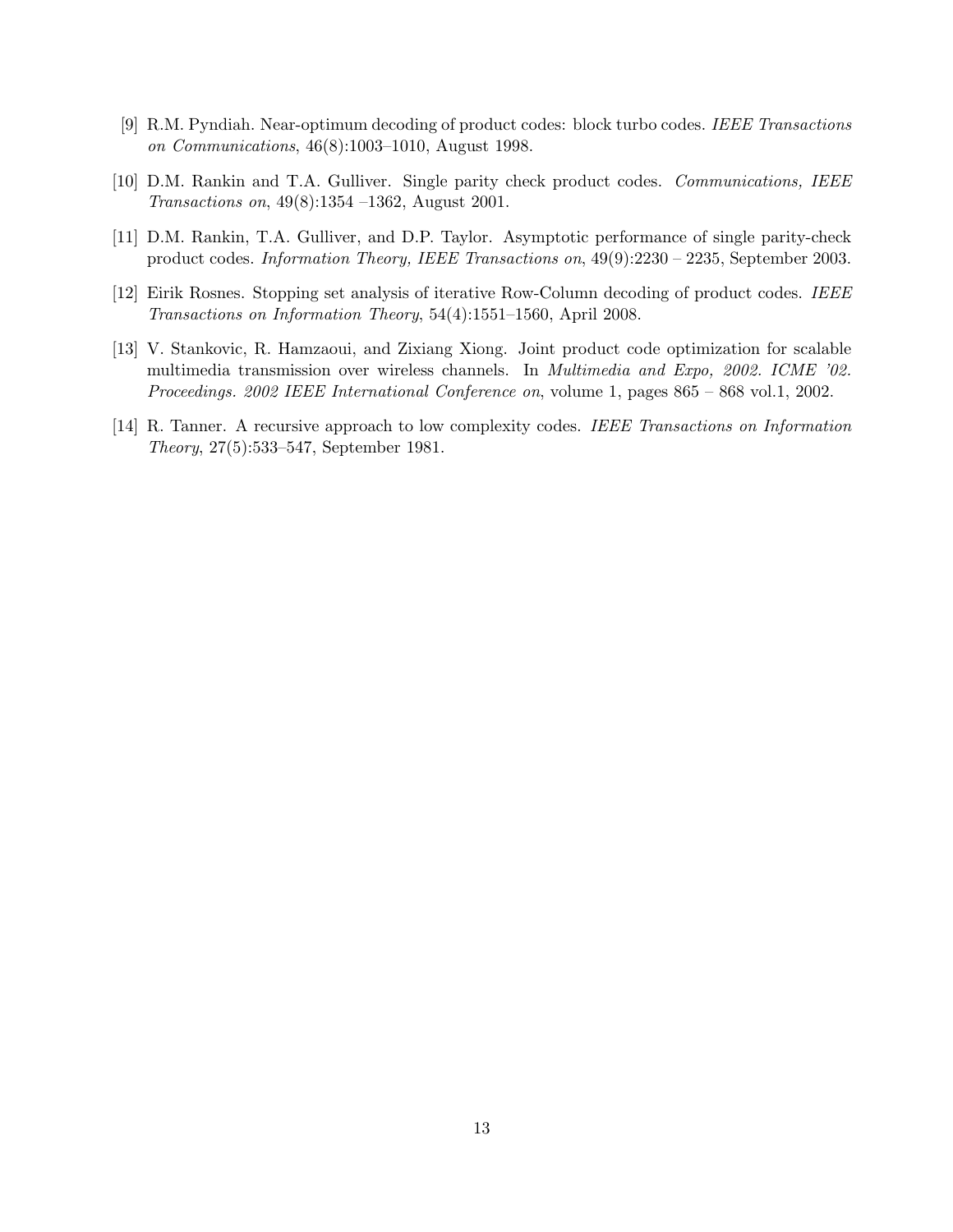[9] R.M. Pyndiah. Near-optimum decoding of product codes: block turbo codes. *IEEE Transactions on Communications*, 46(8):1003–1010, August 1998.

[10] D.M. Rankin and T.A. Gulliver. Single parity check product codes. *Communications, IEEE Transactions on*, 49(8):1354 –1362, August 2001.

[11] D.M. Rankin, T.A. Gulliver, and D.P. Taylor. Asymptotic performance of single parity-check product codes. *Information Theory, IEEE Transactions on*, 49(9):2230 – 2235, September 2003.

[12] Eirik Rosnes. Stopping set analysis of iterative Row-Column decoding of product codes. *IEEE Transactions on Information Theory*, 54(4):1551–1560, April 2008.

[13] V. Stankovic, R. Hamzaoui, and Zixiang Xiong. Joint product code optimization for scalable multimedia transmission over wireless channels. In *Multimedia and Expo, 2002. ICME '02. Proceedings. 2002 IEEE International Conference on*, volume 1, pages 865 – 868 vol.1, 2002.

[14] R. Tanner. A recursive approach to low complexity codes. *IEEE Transactions on Information Theory*, 27(5):533–547, September 1981.